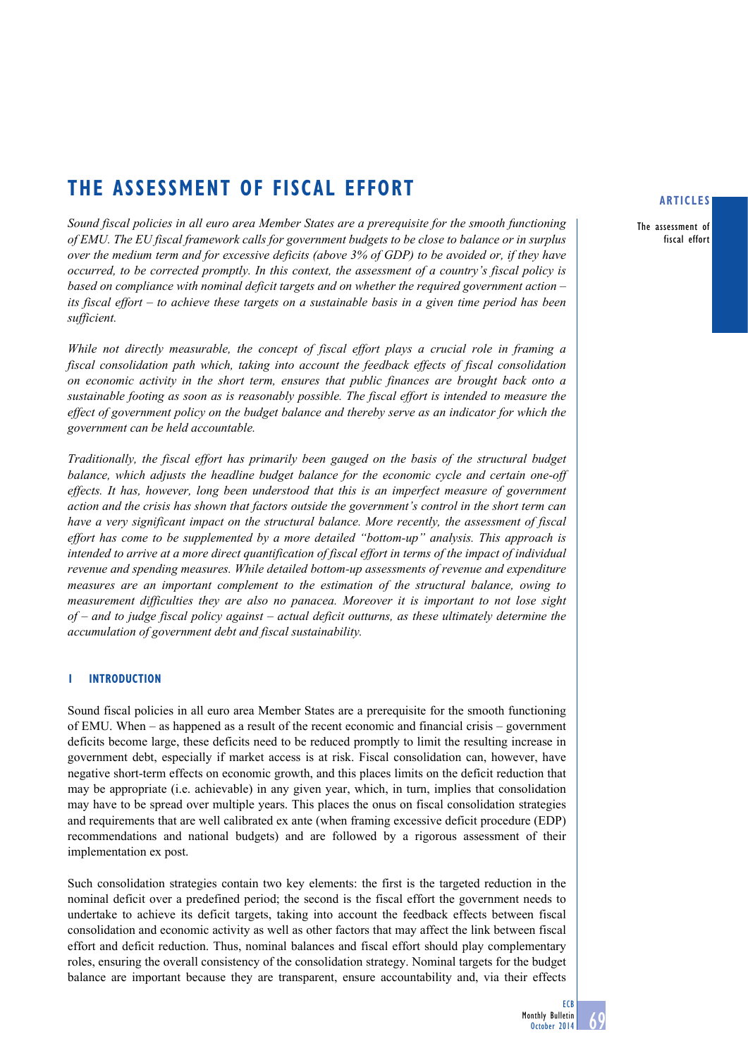# THE ASSESSMENT OF FISCAL EFFORT

*Sound fiscal policies in all euro area Member States are a prerequisite for the smooth functioning of EMU. The EU fiscal framework calls for government budgets to be close to balance or in surplus over the medium term and for excessive deficits (above 3% of GDP) to be avoided or, if they have occurred, to be corrected promptly. In this context, the assessment of a country's fiscal policy is based on compliance with nominal deficit targets and on whether the required government action – its fiscal effort – to achieve these targets on a sustainable basis in a given time period has been sufficient.*

*While not directly measurable, the concept of fiscal effort plays a crucial role in framing a fiscal consolidation path which, taking into account the feedback effects of fiscal consolidation on economic activity in the short term, ensures that public finances are brought back onto a sustainable footing as soon as is reasonably possible. The fiscal effort is intended to measure the effect of government policy on the budget balance and thereby serve as an indicator for which the government can be held accountable.*

*Traditionally, the fiscal effort has primarily been gauged on the basis of the structural budget balance, which adjusts the headline budget balance for the economic cycle and certain one-off effects. It has, however, long been understood that this is an imperfect measure of government action and the crisis has shown that factors outside the government's control in the short term can have a very significant impact on the structural balance. More recently, the assessment of fiscal effort has come to be supplemented by a more detailed "bottom-up" analysis. This approach is intended to arrive at a more direct quantification of fiscal effort in terms of the impact of individual revenue and spending measures. While detailed bottom-up assessments of revenue and expenditure measures are an important complement to the estimation of the structural balance, owing to measurement difficulties they are also no panacea. Moreover it is important to not lose sight of – and to judge fiscal policy against – actual deficit outturns, as these ultimately determine the accumulation of government debt and fiscal sustainability.*

## 1 INTRODUCTION

Sound fiscal policies in all euro area Member States are a prerequisite for the smooth functioning of EMU. When – as happened as a result of the recent economic and financial crisis – government deficits become large, these deficits need to be reduced promptly to limit the resulting increase in government debt, especially if market access is at risk. Fiscal consolidation can, however, have negative short-term effects on economic growth, and this places limits on the deficit reduction that may be appropriate (i.e. achievable) in any given year, which, in turn, implies that consolidation may have to be spread over multiple years. This places the onus on fiscal consolidation strategies and requirements that are well calibrated ex ante (when framing excessive deficit procedure (EDP) recommendations and national budgets) and are followed by a rigorous assessment of their implementation ex post.

Such consolidation strategies contain two key elements: the first is the targeted reduction in the nominal deficit over a predefined period; the second is the fiscal effort the government needs to undertake to achieve its deficit targets, taking into account the feedback effects between fiscal consolidation and economic activity as well as other factors that may affect the link between fiscal effort and deficit reduction. Thus, nominal balances and fiscal effort should play complementary roles, ensuring the overall consistency of the consolidation strategy. Nominal targets for the budget balance are important because they are transparent, ensure accountability and, via their effects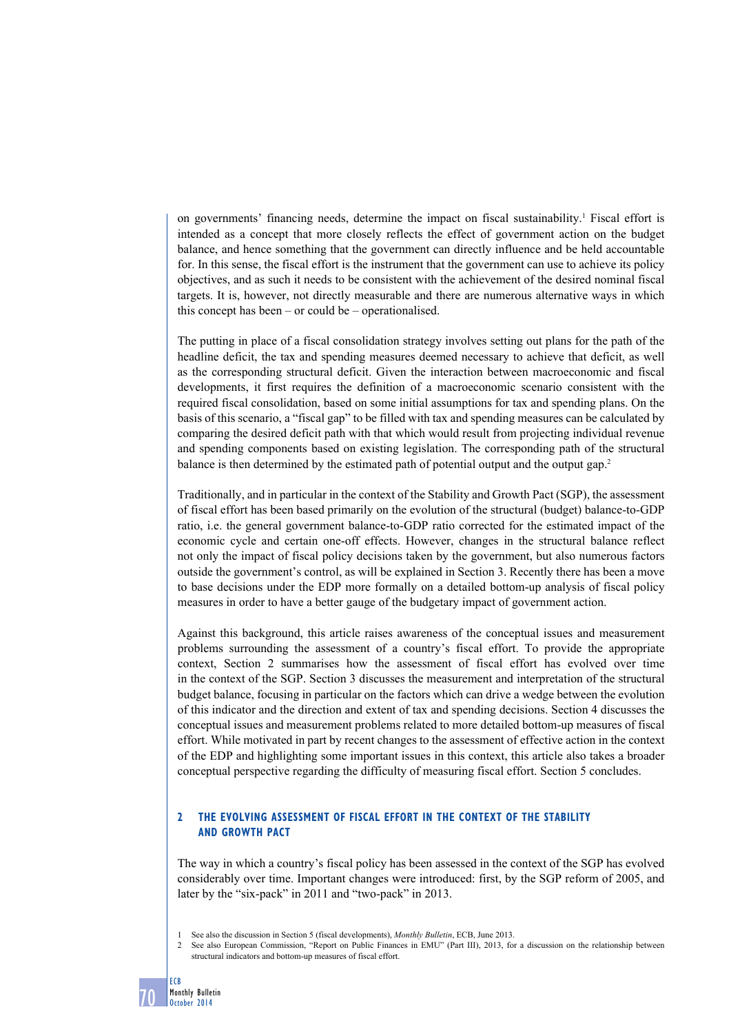on governments' financing needs, determine the impact on fiscal sustainability.[1] Fiscal effort is intended as a concept that more closely reflects the effect of government action on the budget balance, and hence something that the government can directly influence and be held accountable for. In this sense, the fiscal effort is the instrument that the government can use to achieve its policy objectives, and as such it needs to be consistent with the achievement of the desired nominal fiscal targets. It is, however, not directly measurable and there are numerous alternative ways in which this concept has been – or could be – operationalised.

The putting in place of a fiscal consolidation strategy involves setting out plans for the path of the headline deficit, the tax and spending measures deemed necessary to achieve that deficit, as well as the corresponding structural deficit. Given the interaction between macroeconomic and fiscal developments, it first requires the definition of a macroeconomic scenario consistent with the required fiscal consolidation, based on some initial assumptions for tax and spending plans. On the basis of this scenario, a "fiscal gap" to be filled with tax and spending measures can be calculated by comparing the desired deficit path with that which would result from projecting individual revenue and spending components based on existing legislation. The corresponding path of the structural balance is then determined by the estimated path of potential output and the output gap.[2]

Traditionally, and in particular in the context of the Stability and Growth Pact (SGP), the assessment of fiscal effort has been based primarily on the evolution of the structural (budget) balance-to-GDP ratio, i.e. the general government balance-to-GDP ratio corrected for the estimated impact of the economic cycle and certain one-off effects. However, changes in the structural balance reflect not only the impact of fiscal policy decisions taken by the government, but also numerous factors outside the government's control, as will be explained in Section 3. Recently there has been a move to base decisions under the EDP more formally on a detailed bottom-up analysis of fiscal policy measures in order to have a better gauge of the budgetary impact of government action.

Against this background, this article raises awareness of the conceptual issues and measurement problems surrounding the assessment of a country's fiscal effort. To provide the appropriate context, Section 2 summarises how the assessment of fiscal effort has evolved over time in the context of the SGP. Section 3 discusses the measurement and interpretation of the structural budget balance, focusing in particular on the factors which can drive a wedge between the evolution of this indicator and the direction and extent of tax and spending decisions. Section 4 discusses the conceptual issues and measurement problems related to more detailed bottom-up measures of fiscal effort. While motivated in part by recent changes to the assessment of effective action in the context of the EDP and highlighting some important issues in this context, this article also takes a broader conceptual perspective regarding the difficulty of measuring fiscal effort. Section 5 concludes.

## 2 THE EVOLVING ASSESSMENT OF FISCAL EFFORT IN THE CONTEXT OF THE STABILITY AND GROWTH PACT

The way in which a country's fiscal policy has been assessed in the context of the SGP has evolved considerably over time. Important changes were introduced: first, by the SGP reform of 2005, and later by the "six-pack" in 2011 and "two-pack" in 2013.

1 See also the discussion in Section 5 (fiscal developments), *Monthly Bulletin*, ECB, June 2013.

2 See also European Commission, "Report on Public Finances in EMU" (Part III), 2013, for a discussion on the relationship between structural indicators and bottom-up measures of fiscal effort.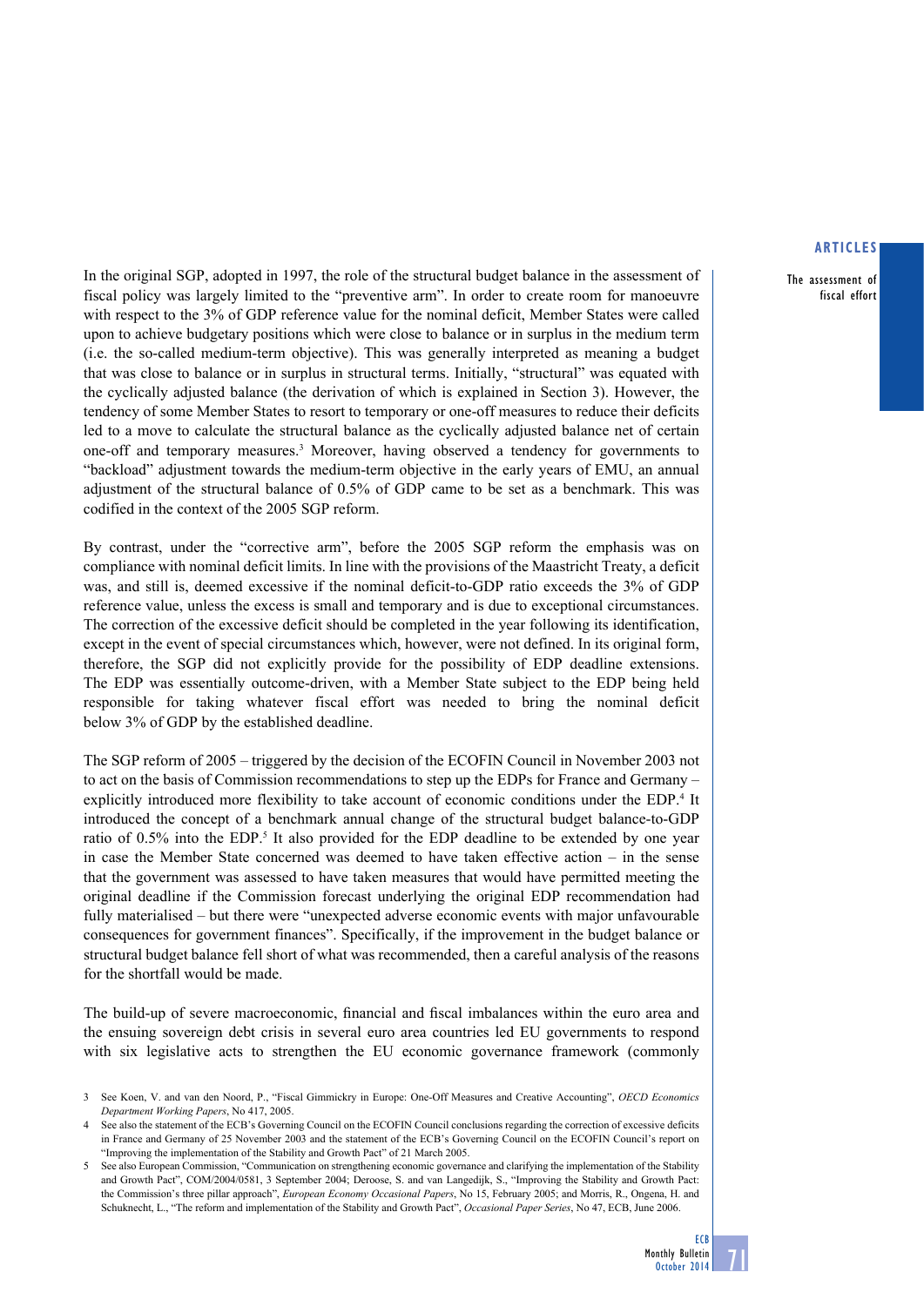In the original SGP, adopted in 1997, the role of the structural budget balance in the assessment of fiscal policy was largely limited to the "preventive arm". In order to create room for manoeuvre with respect to the 3% of GDP reference value for the nominal deficit, Member States were called upon to achieve budgetary positions which were close to balance or in surplus in the medium term (i.e. the so-called medium-term objective). This was generally interpreted as meaning a budget that was close to balance or in surplus in structural terms. Initially, "structural" was equated with the cyclically adjusted balance (the derivation of which is explained in Section 3). However, the tendency of some Member States to resort to temporary or one-off measures to reduce their deficits led to a move to calculate the structural balance as the cyclically adjusted balance net of certain one-off and temporary measures.[3] Moreover, having observed a tendency for governments to "backload" adjustment towards the medium-term objective in the early years of EMU, an annual adjustment of the structural balance of 0.5% of GDP came to be set as a benchmark. This was codified in the context of the 2005 SGP reform.

By contrast, under the "corrective arm", before the 2005 SGP reform the emphasis was on compliance with nominal deficit limits. In line with the provisions of the Maastricht Treaty, a deficit was, and still is, deemed excessive if the nominal deficit-to-GDP ratio exceeds the 3% of GDP reference value, unless the excess is small and temporary and is due to exceptional circumstances. The correction of the excessive deficit should be completed in the year following its identification, except in the event of special circumstances which, however, were not defined. In its original form, therefore, the SGP did not explicitly provide for the possibility of EDP deadline extensions. The EDP was essentially outcome-driven, with a Member State subject to the EDP being held responsible for taking whatever fiscal effort was needed to bring the nominal deficit below 3% of GDP by the established deadline.

The SGP reform of 2005 – triggered by the decision of the ECOFIN Council in November 2003 not to act on the basis of Commission recommendations to step up the EDPs for France and Germany – explicitly introduced more flexibility to take account of economic conditions under the EDP.[4] It introduced the concept of a benchmark annual change of the structural budget balance-to-GDP ratio of 0.5% into the EDP.[5] It also provided for the EDP deadline to be extended by one year in case the Member State concerned was deemed to have taken effective action – in the sense that the government was assessed to have taken measures that would have permitted meeting the original deadline if the Commission forecast underlying the original EDP recommendation had fully materialised – but there were "unexpected adverse economic events with major unfavourable consequences for government finances". Specifically, if the improvement in the budget balance or structural budget balance fell short of what was recommended, then a careful analysis of the reasons for the shortfall would be made.

The build-up of severe macroeconomic, financial and fiscal imbalances within the euro area and the ensuing sovereign debt crisis in several euro area countries led EU governments to respond with six legislative acts to strengthen the EU economic governance framework (commonly

3 See Koen, V. and van den Noord, P., "Fiscal Gimmickry in Europe: One-Off Measures and Creative Accounting", *OECD Economics Department Working Papers*, No 417, 2005.

4 See also the statement of the ECB's Governing Council on the ECOFIN Council conclusions regarding the correction of excessive deficits in France and Germany of 25 November 2003 and the statement of the ECB's Governing Council on the ECOFIN Council's report on "Improving the implementation of the Stability and Growth Pact" of 21 March 2005.

5 See also European Commission, "Communication on strengthening economic governance and clarifying the implementation of the Stability and Growth Pact", COM/2004/0581, 3 September 2004; Deroose, S. and van Langedijk, S., "Improving the Stability and Growth Pact: the Commission's three pillar approach", *European Economy Occasional Papers*, No 15, February 2005; and Morris, R., Ongena, H. and Schuknecht, L., "The reform and implementation of the Stability and Growth Pact", *Occasional Paper Series*, No 47, ECB, June 2006.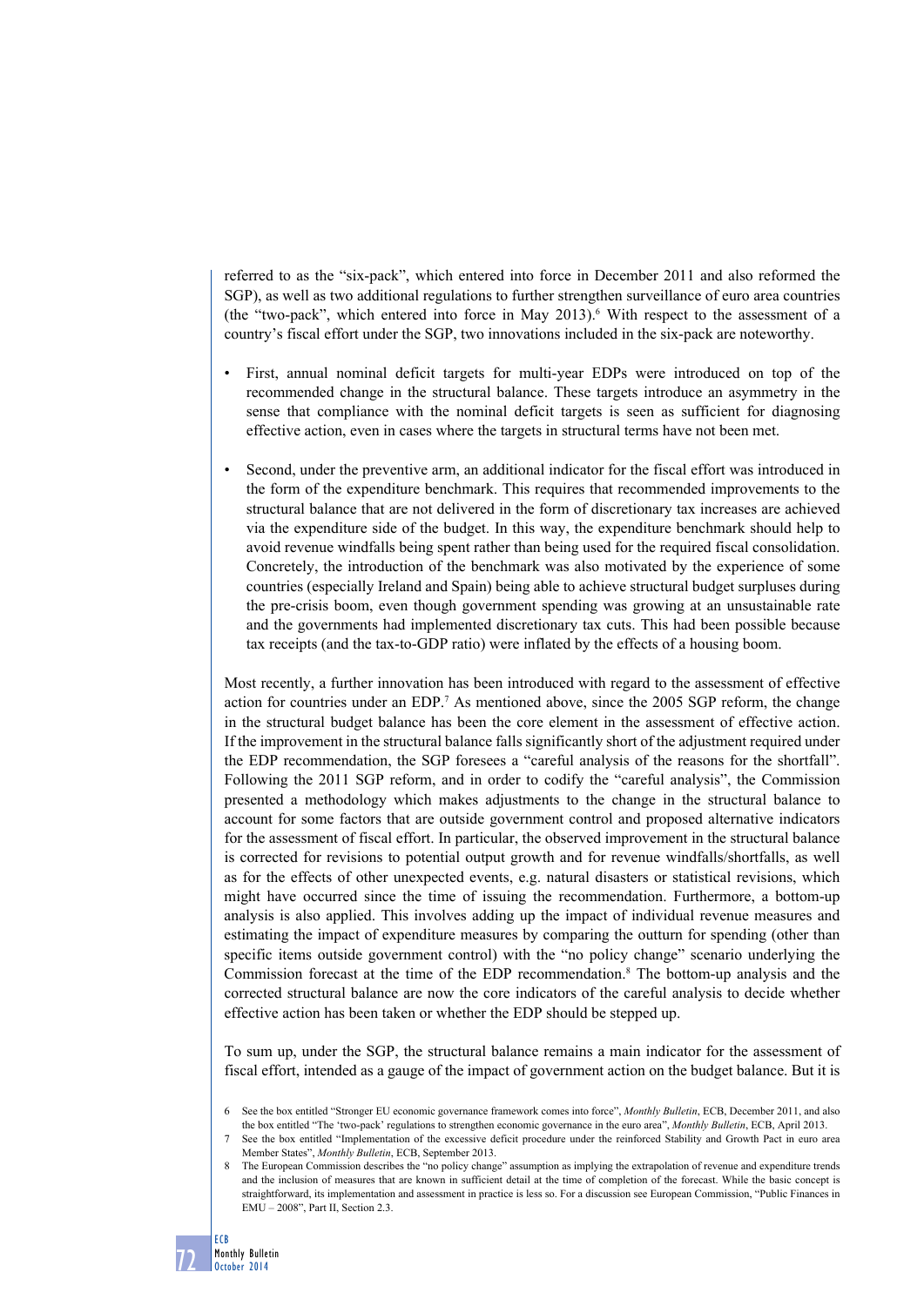referred to as the "six-pack", which entered into force in December 2011 and also reformed the SGP), as well as two additional regulations to further strengthen surveillance of euro area countries (the "two-pack", which entered into force in May 2013).[6] With respect to the assessment of a country's fiscal effort under the SGP, two innovations included in the six-pack are noteworthy.

- First, annual nominal deficit targets for multi-year EDPs were introduced on top of the recommended change in the structural balance. These targets introduce an asymmetry in the sense that compliance with the nominal deficit targets is seen as sufficient for diagnosing effective action, even in cases where the targets in structural terms have not been met.
- Second, under the preventive arm, an additional indicator for the fiscal effort was introduced in the form of the expenditure benchmark. This requires that recommended improvements to the structural balance that are not delivered in the form of discretionary tax increases are achieved via the expenditure side of the budget. In this way, the expenditure benchmark should help to avoid revenue windfalls being spent rather than being used for the required fiscal consolidation. Concretely, the introduction of the benchmark was also motivated by the experience of some countries (especially Ireland and Spain) being able to achieve structural budget surpluses during the pre-crisis boom, even though government spending was growing at an unsustainable rate and the governments had implemented discretionary tax cuts. This had been possible because tax receipts (and the tax-to-GDP ratio) were inflated by the effects of a housing boom.

Most recently, a further innovation has been introduced with regard to the assessment of effective action for countries under an EDP.[7] As mentioned above, since the 2005 SGP reform, the change in the structural budget balance has been the core element in the assessment of effective action. If the improvement in the structural balance falls significantly short of the adjustment required under the EDP recommendation, the SGP foresees a "careful analysis of the reasons for the shortfall". Following the 2011 SGP reform, and in order to codify the "careful analysis", the Commission presented a methodology which makes adjustments to the change in the structural balance to account for some factors that are outside government control and proposed alternative indicators for the assessment of fiscal effort. In particular, the observed improvement in the structural balance is corrected for revisions to potential output growth and for revenue windfalls/shortfalls, as well as for the effects of other unexpected events, e.g. natural disasters or statistical revisions, which might have occurred since the time of issuing the recommendation. Furthermore, a bottom-up analysis is also applied. This involves adding up the impact of individual revenue measures and estimating the impact of expenditure measures by comparing the outturn for spending (other than specific items outside government control) with the "no policy change" scenario underlying the Commission forecast at the time of the EDP recommendation.[8] The bottom-up analysis and the corrected structural balance are now the core indicators of the careful analysis to decide whether effective action has been taken or whether the EDP should be stepped up.

To sum up, under the SGP, the structural balance remains a main indicator for the assessment of fiscal effort, intended as a gauge of the impact of government action on the budget balance. But it is

6 See the box entitled "Stronger EU economic governance framework comes into force", *Monthly Bulletin*, ECB, December 2011, and also the box entitled "The 'two-pack' regulations to strengthen economic governance in the euro area", *Monthly Bulletin*, ECB, April 2013.

7 See the box entitled "Implementation of the excessive deficit procedure under the reinforced Stability and Growth Pact in euro area Member States", *Monthly Bulletin*, ECB, September 2013.

8 The European Commission describes the "no policy change" assumption as implying the extrapolation of revenue and expenditure trends and the inclusion of measures that are known in sufficient detail at the time of completion of the forecast. While the basic concept is straightforward, its implementation and assessment in practice is less so. For a discussion see European Commission, "Public Finances in EMU – 2008", Part II, Section 2.3.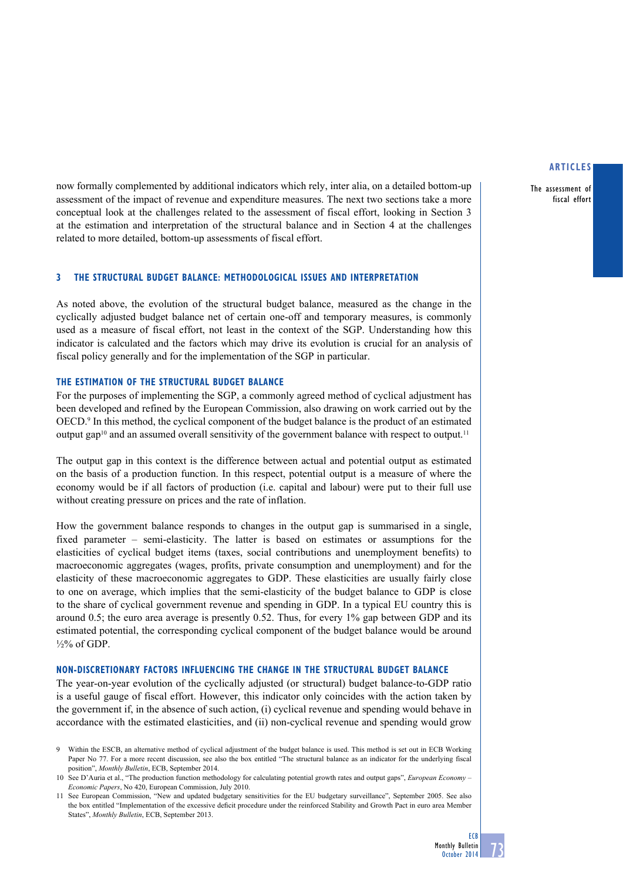now formally complemented by additional indicators which rely, inter alia, on a detailed bottom-up assessment of the impact of revenue and expenditure measures. The next two sections take a more conceptual look at the challenges related to the assessment of fiscal effort, looking in Section 3 at the estimation and interpretation of the structural balance and in Section 4 at the challenges related to more detailed, bottom-up assessments of fiscal effort.

## 3 THE STRUCTURAL BUDGET BALANCE: METHODOLOGICAL ISSUES AND INTERPRETATION

As noted above, the evolution of the structural budget balance, measured as the change in the cyclically adjusted budget balance net of certain one-off and temporary measures, is commonly used as a measure of fiscal effort, not least in the context of the SGP. Understanding how this indicator is calculated and the factors which may drive its evolution is crucial for an analysis of fiscal policy generally and for the implementation of the SGP in particular.

### THE ESTIMATION OF THE STRUCTURAL BUDGET BALANCE

For the purposes of implementing the SGP, a commonly agreed method of cyclical adjustment has been developed and refined by the European Commission, also drawing on work carried out by the OECD.[9] In this method, the cyclical component of the budget balance is the product of an estimated output gap[10] and an assumed overall sensitivity of the government balance with respect to output.[11]

The output gap in this context is the difference between actual and potential output as estimated on the basis of a production function. In this respect, potential output is a measure of where the economy would be if all factors of production (i.e. capital and labour) were put to their full use without creating pressure on prices and the rate of inflation.

How the government balance responds to changes in the output gap is summarised in a single, fixed parameter – semi-elasticity. The latter is based on estimates or assumptions for the elasticities of cyclical budget items (taxes, social contributions and unemployment benefits) to macroeconomic aggregates (wages, profits, private consumption and unemployment) and for the elasticity of these macroeconomic aggregates to GDP. These elasticities are usually fairly close to one on average, which implies that the semi-elasticity of the budget balance to GDP is close to the share of cyclical government revenue and spending in GDP. In a typical EU country this is around 0.5; the euro area average is presently 0.52. Thus, for every 1% gap between GDP and its estimated potential, the corresponding cyclical component of the budget balance would be around ½% of GDP.

### NON-DISCRETIONARY FACTORS INFLUENCING THE CHANGE IN THE STRUCTURAL BUDGET BALANCE

The year-on-year evolution of the cyclically adjusted (or structural) budget balance-to-GDP ratio is a useful gauge of fiscal effort. However, this indicator only coincides with the action taken by the government if, in the absence of such action, (i) cyclical revenue and spending would behave in accordance with the estimated elasticities, and (ii) non-cyclical revenue and spending would grow

9 Within the ESCB, an alternative method of cyclical adjustment of the budget balance is used. This method is set out in ECB Working Paper No 77. For a more recent discussion, see also the box entitled "The structural balance as an indicator for the underlying fiscal position", *Monthly Bulletin*, ECB, September 2014.

10 See D'Auria et al., "The production function methodology for calculating potential growth rates and output gaps", *European Economy – Economic Papers*, No 420, European Commission, July 2010.

11 See European Commission, "New and updated budgetary sensitivities for the EU budgetary surveillance", September 2005. See also the box entitled "Implementation of the excessive deficit procedure under the reinforced Stability and Growth Pact in euro area Member States", *Monthly Bulletin*, ECB, September 2013.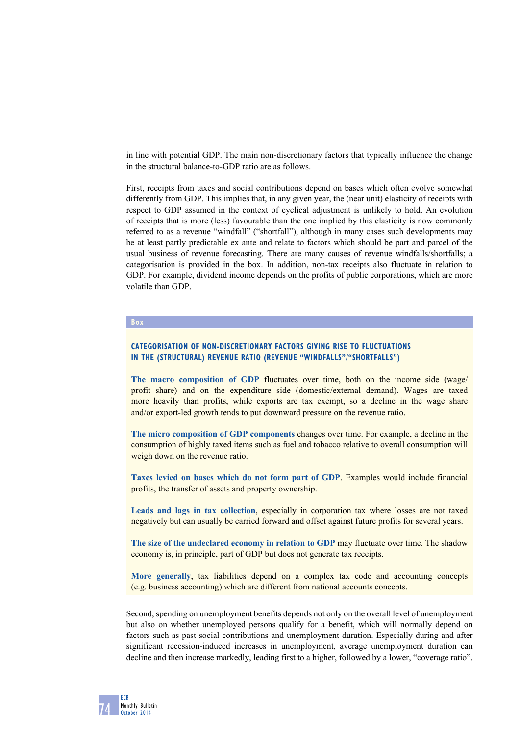in line with potential GDP. The main non-discretionary factors that typically influence the change in the structural balance-to-GDP ratio are as follows.

First, receipts from taxes and social contributions depend on bases which often evolve somewhat differently from GDP. This implies that, in any given year, the (near unit) elasticity of receipts with respect to GDP assumed in the context of cyclical adjustment is unlikely to hold. An evolution of receipts that is more (less) favourable than the one implied by this elasticity is now commonly referred to as a revenue "windfall" ("shortfall"), although in many cases such developments may be at least partly predictable ex ante and relate to factors which should be part and parcel of the usual business of revenue forecasting. There are many causes of revenue windfalls/shortfalls; a categorisation is provided in the box. In addition, non-tax receipts also fluctuate in relation to GDP. For example, dividend income depends on the profits of public corporations, which are more volatile than GDP.

**Box**

### CATEGORISATION OF NON-DISCRETIONARY FACTORS GIVING RISE TO FLUCTUATIONS IN THE (STRUCTURAL) REVENUE RATIO (REVENUE "WINDFALLS"/"SHORTFALLS")

**The macro composition of GDP** fluctuates over time, both on the income side (wage/profit share) and on the expenditure side (domestic/external demand). Wages are taxed more heavily than profits, while exports are tax exempt, so a decline in the wage share and/or export-led growth tends to put downward pressure on the revenue ratio.

**The micro composition of GDP components** changes over time. For example, a decline in the consumption of highly taxed items such as fuel and tobacco relative to overall consumption will weigh down on the revenue ratio.

**Taxes levied on bases which do not form part of GDP**. Examples would include financial profits, the transfer of assets and property ownership.

**Leads and lags in tax collection**, especially in corporation tax where losses are not taxed negatively but can usually be carried forward and offset against future profits for several years.

**The size of the undeclared economy in relation to GDP** may fluctuate over time. The shadow economy is, in principle, part of GDP but does not generate tax receipts.

**More generally**, tax liabilities depend on a complex tax code and accounting concepts (e.g. business accounting) which are different from national accounts concepts.

Second, spending on unemployment benefits depends not only on the overall level of unemployment but also on whether unemployed persons qualify for a benefit, which will normally depend on factors such as past social contributions and unemployment duration. Especially during and after significant recession-induced increases in unemployment, average unemployment duration can decline and then increase markedly, leading first to a higher, followed by a lower, "coverage ratio".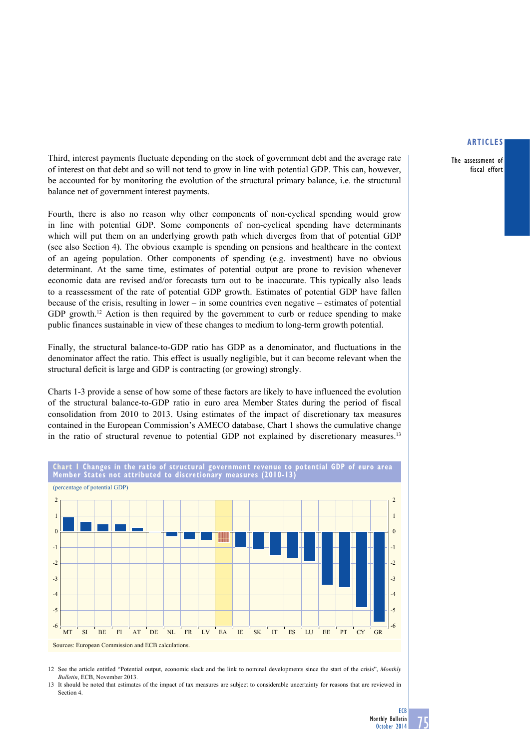Third, interest payments fluctuate depending on the stock of government debt and the average rate of interest on that debt and so will not tend to grow in line with potential GDP. This can, however, be accounted for by monitoring the evolution of the structural primary balance, i.e. the structural balance net of government interest payments.

Fourth, there is also no reason why other components of non-cyclical spending would grow in line with potential GDP. Some components of non-cyclical spending have determinants which will put them on an underlying growth path which diverges from that of potential GDP (see also Section 4). The obvious example is spending on pensions and healthcare in the context of an ageing population. Other components of spending (e.g. investment) have no obvious determinant. At the same time, estimates of potential output are prone to revision whenever economic data are revised and/or forecasts turn out to be inaccurate. This typically also leads to a reassessment of the rate of potential GDP growth. Estimates of potential GDP have fallen because of the crisis, resulting in lower – in some countries even negative – estimates of potential GDP growth.[12] Action is then required by the government to curb or reduce spending to make public finances sustainable in view of these changes to medium to long-term growth potential.

Finally, the structural balance-to-GDP ratio has GDP as a denominator, and fluctuations in the denominator affect the ratio. This effect is usually negligible, but it can become relevant when the structural deficit is large and GDP is contracting (or growing) strongly.

Charts 1-3 provide a sense of how some of these factors are likely to have influenced the evolution of the structural balance-to-GDP ratio in euro area Member States during the period of fiscal consolidation from 2010 to 2013. Using estimates of the impact of discretionary tax measures contained in the European Commission's AMECO database, Chart 1 shows the cumulative change in the ratio of structural revenue to potential GDP not explained by discretionary measures.[13]

**Chart 1 Changes in the ratio of structural government revenue to potential GDP of euro area Member States not attributed to discretionary measures (2010-13)**

(percentage of potential GDP)

Sources: European Commission and ECB calculations.

12 See the article entitled "Potential output, economic slack and the link to nominal developments since the start of the crisis", *Monthly Bulletin*, ECB, November 2013.

13 It should be noted that estimates of the impact of tax measures are subject to considerable uncertainty for reasons that are reviewed in Section 4.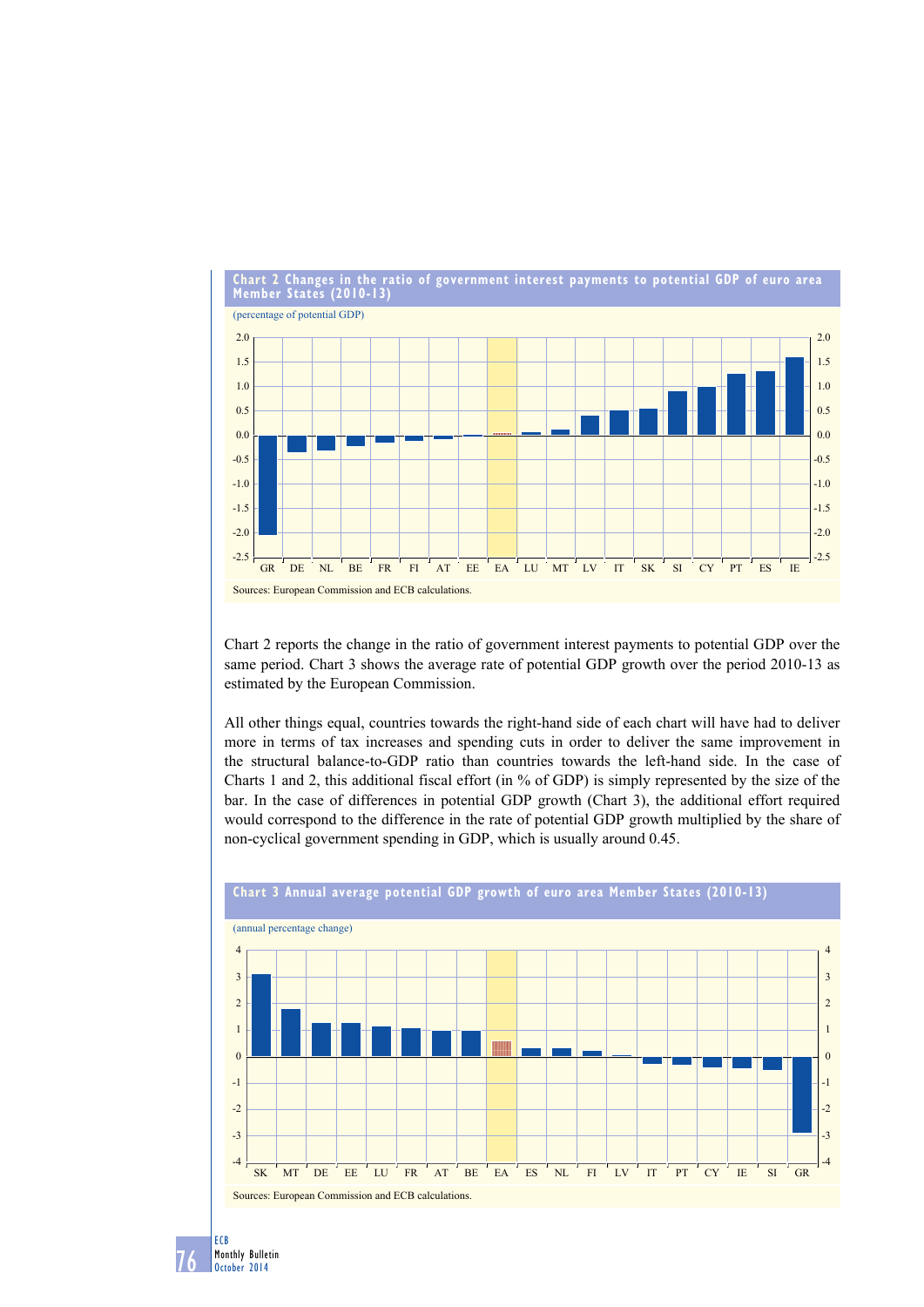**Chart 2 Changes in the ratio of government interest payments to potential GDP of euro area Member States (2010-13)**

(percentage of potential GDP)

Sources: European Commission and ECB calculations.

Chart 2 reports the change in the ratio of government interest payments to potential GDP over the same period. Chart 3 shows the average rate of potential GDP growth over the period 2010-13 as estimated by the European Commission.

All other things equal, countries towards the right-hand side of each chart will have had to deliver more in terms of tax increases and spending cuts in order to deliver the same improvement in the structural balance-to-GDP ratio than countries towards the left-hand side. In the case of Charts 1 and 2, this additional fiscal effort (in % of GDP) is simply represented by the size of the bar. In the case of differences in potential GDP growth (Chart 3), the additional effort required would correspond to the difference in the rate of potential GDP growth multiplied by the share of non-cyclical government spending in GDP, which is usually around 0.45.

**Chart 3 Annual average potential GDP growth of euro area Member States (2010-13)**

(annual percentage change)

Sources: European Commission and ECB calculations.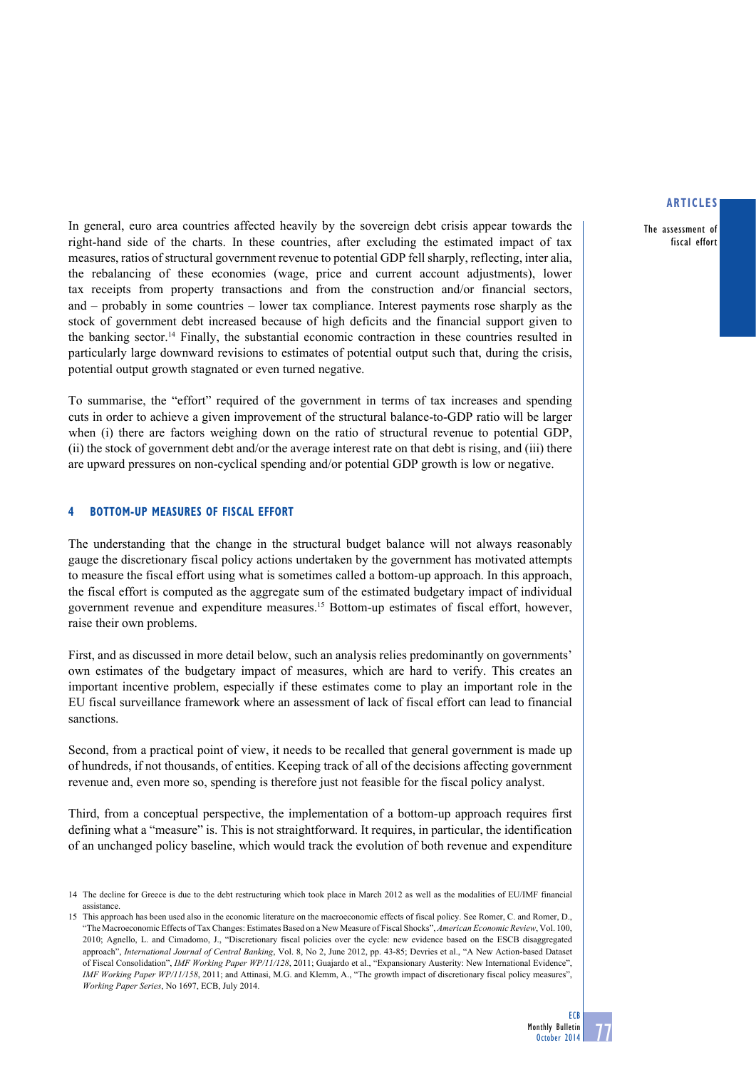In general, euro area countries affected heavily by the sovereign debt crisis appear towards the right-hand side of the charts. In these countries, after excluding the estimated impact of tax measures, ratios of structural government revenue to potential GDP fell sharply, reflecting, inter alia, the rebalancing of these economies (wage, price and current account adjustments), lower tax receipts from property transactions and from the construction and/or financial sectors, and – probably in some countries – lower tax compliance. Interest payments rose sharply as the stock of government debt increased because of high deficits and the financial support given to the banking sector.[14] Finally, the substantial economic contraction in these countries resulted in particularly large downward revisions to estimates of potential output such that, during the crisis, potential output growth stagnated or even turned negative.

To summarise, the "effort" required of the government in terms of tax increases and spending cuts in order to achieve a given improvement of the structural balance-to-GDP ratio will be larger when (i) there are factors weighing down on the ratio of structural revenue to potential GDP, (ii) the stock of government debt and/or the average interest rate on that debt is rising, and (iii) there are upward pressures on non-cyclical spending and/or potential GDP growth is low or negative.

## 4 BOTTOM-UP MEASURES OF FISCAL EFFORT

The understanding that the change in the structural budget balance will not always reasonably gauge the discretionary fiscal policy actions undertaken by the government has motivated attempts to measure the fiscal effort using what is sometimes called a bottom-up approach. In this approach, the fiscal effort is computed as the aggregate sum of the estimated budgetary impact of individual government revenue and expenditure measures.[15] Bottom-up estimates of fiscal effort, however, raise their own problems.

First, and as discussed in more detail below, such an analysis relies predominantly on governments' own estimates of the budgetary impact of measures, which are hard to verify. This creates an important incentive problem, especially if these estimates come to play an important role in the EU fiscal surveillance framework where an assessment of lack of fiscal effort can lead to financial sanctions.

Second, from a practical point of view, it needs to be recalled that general government is made up of hundreds, if not thousands, of entities. Keeping track of all of the decisions affecting government revenue and, even more so, spending is therefore just not feasible for the fiscal policy analyst.

Third, from a conceptual perspective, the implementation of a bottom-up approach requires first defining what a "measure" is. This is not straightforward. It requires, in particular, the identification of an unchanged policy baseline, which would track the evolution of both revenue and expenditure

14 The decline for Greece is due to the debt restructuring which took place in March 2012 as well as the modalities of EU/IMF financial assistance.

15 This approach has been used also in the economic literature on the macroeconomic effects of fiscal policy. See Romer, C. and Romer, D., "The Macroeconomic Effects of Tax Changes: Estimates Based on a New Measure of Fiscal Shocks", *American Economic Review*, Vol. 100, 2010; Agnello, L. and Cimadomo, J., "Discretionary fiscal policies over the cycle: new evidence based on the ESCB disaggregated approach", *International Journal of Central Banking*, Vol. 8, No 2, June 2012, pp. 43-85; Devries et al., "A New Action-based Dataset of Fiscal Consolidation", *IMF Working Paper WP/11/128*, 2011; Guajardo et al., "Expansionary Austerity: New International Evidence", *IMF Working Paper WP/11/158*, 2011; and Attinasi, M.G. and Klemm, A., "The growth impact of discretionary fiscal policy measures", *Working Paper Series*, No 1697, ECB, July 2014.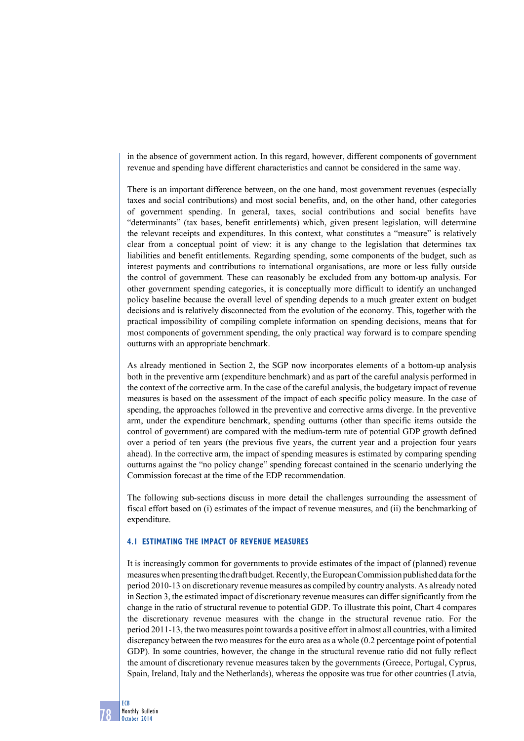in the absence of government action. In this regard, however, different components of government revenue and spending have different characteristics and cannot be considered in the same way.

There is an important difference between, on the one hand, most government revenues (especially taxes and social contributions) and most social benefits, and, on the other hand, other categories of government spending. In general, taxes, social contributions and social benefits have "determinants" (tax bases, benefit entitlements) which, given present legislation, will determine the relevant receipts and expenditures. In this context, what constitutes a "measure" is relatively clear from a conceptual point of view: it is any change to the legislation that determines tax liabilities and benefit entitlements. Regarding spending, some components of the budget, such as interest payments and contributions to international organisations, are more or less fully outside the control of government. These can reasonably be excluded from any bottom-up analysis. For other government spending categories, it is conceptually more difficult to identify an unchanged policy baseline because the overall level of spending depends to a much greater extent on budget decisions and is relatively disconnected from the evolution of the economy. This, together with the practical impossibility of compiling complete information on spending decisions, means that for most components of government spending, the only practical way forward is to compare spending outturns with an appropriate benchmark.

As already mentioned in Section 2, the SGP now incorporates elements of a bottom-up analysis both in the preventive arm (expenditure benchmark) and as part of the careful analysis performed in the context of the corrective arm. In the case of the careful analysis, the budgetary impact of revenue measures is based on the assessment of the impact of each specific policy measure. In the case of spending, the approaches followed in the preventive and corrective arms diverge. In the preventive arm, under the expenditure benchmark, spending outturns (other than specific items outside the control of government) are compared with the medium-term rate of potential GDP growth defined over a period of ten years (the previous five years, the current year and a projection four years ahead). In the corrective arm, the impact of spending measures is estimated by comparing spending outturns against the "no policy change" spending forecast contained in the scenario underlying the Commission forecast at the time of the EDP recommendation.

The following sub-sections discuss in more detail the challenges surrounding the assessment of fiscal effort based on (i) estimates of the impact of revenue measures, and (ii) the benchmarking of expenditure.

### 4.1 ESTIMATING THE IMPACT OF REVENUE MEASURES

It is increasingly common for governments to provide estimates of the impact of (planned) revenue measures when presenting the draft budget. Recently, the European Commission published data for the period 2010-13 on discretionary revenue measures as compiled by country analysts. As already noted in Section 3, the estimated impact of discretionary revenue measures can differ significantly from the change in the ratio of structural revenue to potential GDP. To illustrate this point, Chart 4 compares the discretionary revenue measures with the change in the structural revenue ratio. For the period 2011-13, the two measures point towards a positive effort in almost all countries, with a limited discrepancy between the two measures for the euro area as a whole (0.2 percentage point of potential GDP). In some countries, however, the change in the structural revenue ratio did not fully reflect the amount of discretionary revenue measures taken by the governments (Greece, Portugal, Cyprus, Spain, Ireland, Italy and the Netherlands), whereas the opposite was true for other countries (Latvia,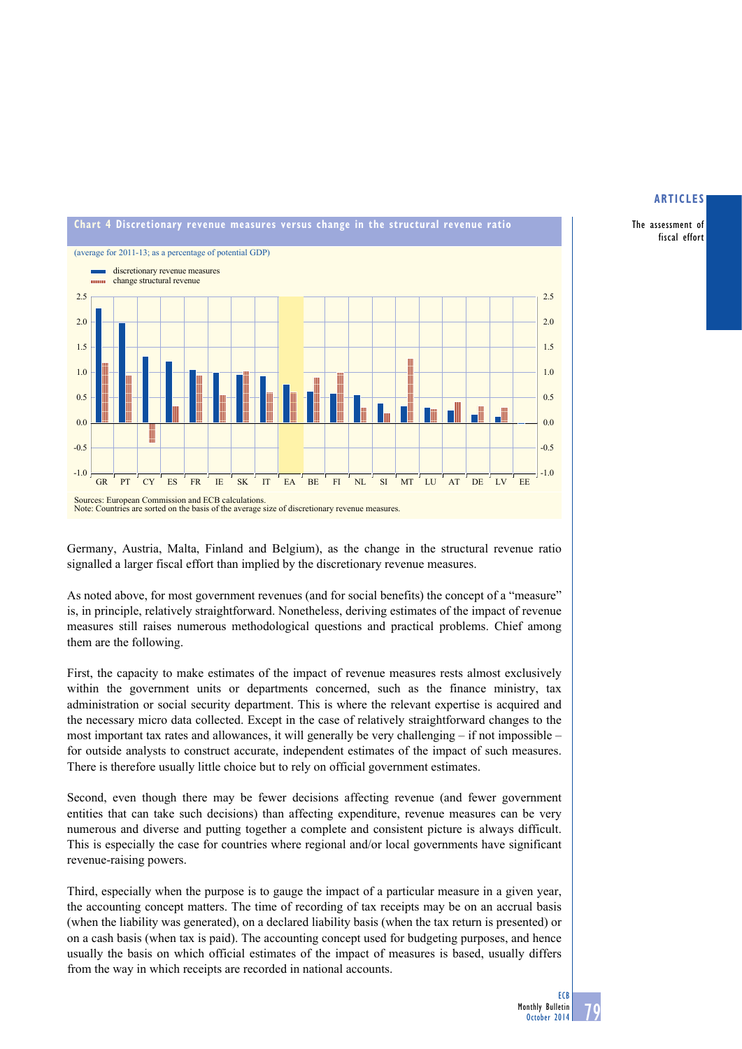**Chart 4 Discretionary revenue measures versus change in the structural revenue ratio**

(average for 2011-13; as a percentage of potential GDP)

- discretionary revenue measures
- change structural revenue

Sources: European Commission and ECB calculations.
Note: Countries are sorted on the basis of the average size of discretionary revenue measures.

Germany, Austria, Malta, Finland and Belgium), as the change in the structural revenue ratio signalled a larger fiscal effort than implied by the discretionary revenue measures.

As noted above, for most government revenues (and for social benefits) the concept of a "measure" is, in principle, relatively straightforward. Nonetheless, deriving estimates of the impact of revenue measures still raises numerous methodological questions and practical problems. Chief among them are the following.

First, the capacity to make estimates of the impact of revenue measures rests almost exclusively within the government units or departments concerned, such as the finance ministry, tax administration or social security department. This is where the relevant expertise is acquired and the necessary micro data collected. Except in the case of relatively straightforward changes to the most important tax rates and allowances, it will generally be very challenging – if not impossible – for outside analysts to construct accurate, independent estimates of the impact of such measures. There is therefore usually little choice but to rely on official government estimates.

Second, even though there may be fewer decisions affecting revenue (and fewer government entities that can take such decisions) than affecting expenditure, revenue measures can be very numerous and diverse and putting together a complete and consistent picture is always difficult. This is especially the case for countries where regional and/or local governments have significant revenue-raising powers.

Third, especially when the purpose is to gauge the impact of a particular measure in a given year, the accounting concept matters. The time of recording of tax receipts may be on an accrual basis (when the liability was generated), on a declared liability basis (when the tax return is presented) or on a cash basis (when tax is paid). The accounting concept used for budgeting purposes, and hence usually the basis on which official estimates of the impact of measures is based, usually differs from the way in which receipts are recorded in national accounts.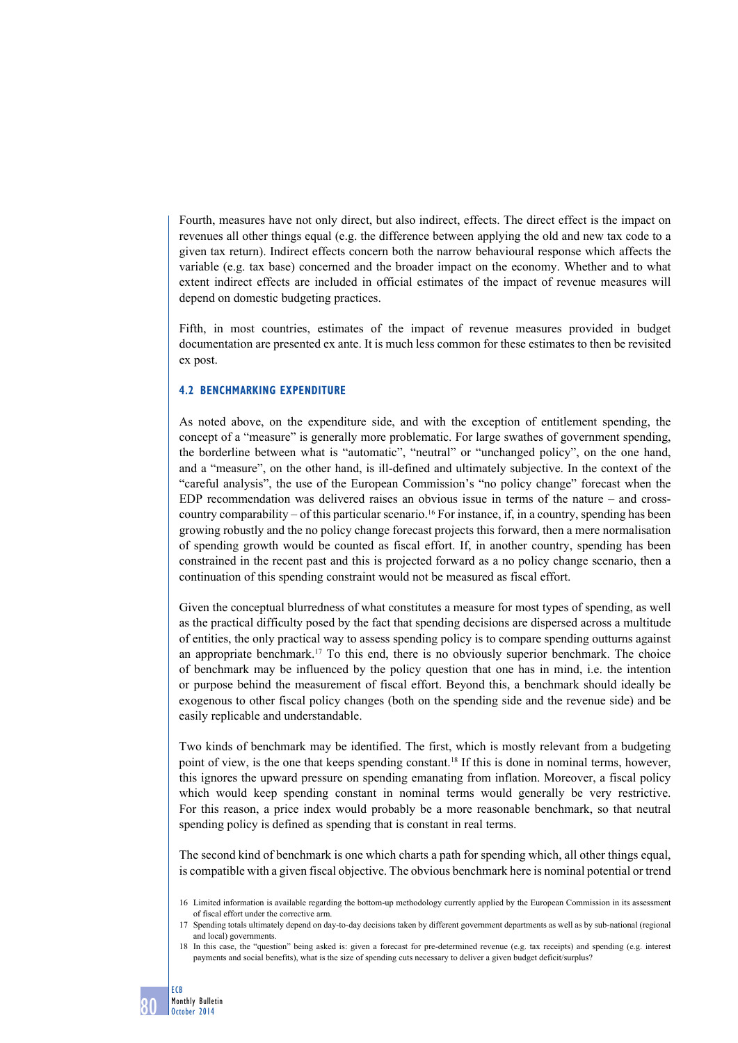Fourth, measures have not only direct, but also indirect, effects. The direct effect is the impact on revenues all other things equal (e.g. the difference between applying the old and new tax code to a given tax return). Indirect effects concern both the narrow behavioural response which affects the variable (e.g. tax base) concerned and the broader impact on the economy. Whether and to what extent indirect effects are included in official estimates of the impact of revenue measures will depend on domestic budgeting practices.

Fifth, in most countries, estimates of the impact of revenue measures provided in budget documentation are presented ex ante. It is much less common for these estimates to then be revisited ex post.

### 4.2 BENCHMARKING EXPENDITURE

As noted above, on the expenditure side, and with the exception of entitlement spending, the concept of a "measure" is generally more problematic. For large swathes of government spending, the borderline between what is "automatic", "neutral" or "unchanged policy", on the one hand, and a "measure", on the other hand, is ill-defined and ultimately subjective. In the context of the "careful analysis", the use of the European Commission's "no policy change" forecast when the EDP recommendation was delivered raises an obvious issue in terms of the nature – and cross-country comparability – of this particular scenario.[16] For instance, if, in a country, spending has been growing robustly and the no policy change forecast projects this forward, then a mere normalisation of spending growth would be counted as fiscal effort. If, in another country, spending has been constrained in the recent past and this is projected forward as a no policy change scenario, then a continuation of this spending constraint would not be measured as fiscal effort.

Given the conceptual blurredness of what constitutes a measure for most types of spending, as well as the practical difficulty posed by the fact that spending decisions are dispersed across a multitude of entities, the only practical way to assess spending policy is to compare spending outturns against an appropriate benchmark.[17] To this end, there is no obviously superior benchmark. The choice of benchmark may be influenced by the policy question that one has in mind, i.e. the intention or purpose behind the measurement of fiscal effort. Beyond this, a benchmark should ideally be exogenous to other fiscal policy changes (both on the spending side and the revenue side) and be easily replicable and understandable.

Two kinds of benchmark may be identified. The first, which is mostly relevant from a budgeting point of view, is the one that keeps spending constant.[18] If this is done in nominal terms, however, this ignores the upward pressure on spending emanating from inflation. Moreover, a fiscal policy which would keep spending constant in nominal terms would generally be very restrictive. For this reason, a price index would probably be a more reasonable benchmark, so that neutral spending policy is defined as spending that is constant in real terms.

The second kind of benchmark is one which charts a path for spending which, all other things equal, is compatible with a given fiscal objective. The obvious benchmark here is nominal potential or trend

16 Limited information is available regarding the bottom-up methodology currently applied by the European Commission in its assessment of fiscal effort under the corrective arm.

17 Spending totals ultimately depend on day-to-day decisions taken by different government departments as well as by sub-national (regional and local) governments.

18 In this case, the "question" being asked is: given a forecast for pre-determined revenue (e.g. tax receipts) and spending (e.g. interest payments and social benefits), what is the size of spending cuts necessary to deliver a given budget deficit/surplus?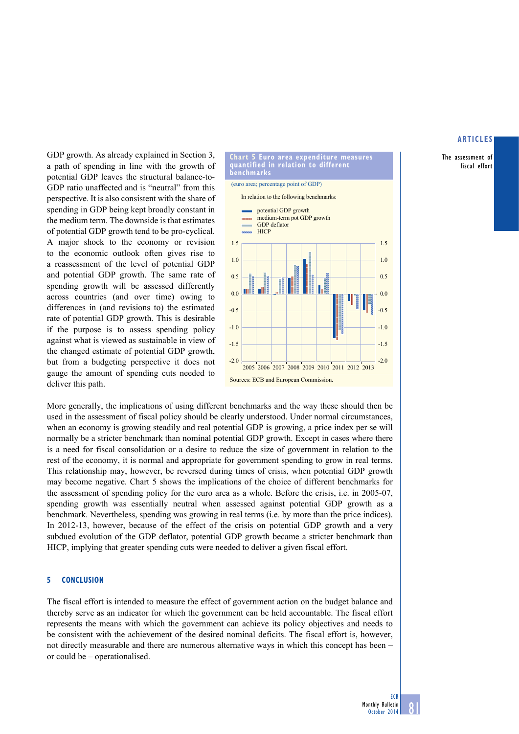GDP growth. As already explained in Section 3, a path of spending in line with the growth of potential GDP leaves the structural balance-to-GDP ratio unaffected and is "neutral" from this perspective. It is also consistent with the share of spending in GDP being kept broadly constant in the medium term. The downside is that estimates of potential GDP growth tend to be pro-cyclical. A major shock to the economy or revision to the economic outlook often gives rise to a reassessment of the level of potential GDP and potential GDP growth. The same rate of spending growth will be assessed differently across countries (and over time) owing to differences in (and revisions to) the estimated rate of potential GDP growth. This is desirable if the purpose is to assess spending policy against what is viewed as sustainable in view of the changed estimate of potential GDP growth, but from a budgeting perspective it does not gauge the amount of spending cuts needed to deliver this path.

**Chart 5 Euro area expenditure measures quantified in relation to different benchmarks**

(euro area; percentage point of GDP)

In relation to the following benchmarks:

- potential GDP growth
- medium-term pot GDP growth
- GDP deflator
- HICP

Sources: ECB and European Commission.

More generally, the implications of using different benchmarks and the way these should then be used in the assessment of fiscal policy should be clearly understood. Under normal circumstances, when an economy is growing steadily and real potential GDP is growing, a price index per se will normally be a stricter benchmark than nominal potential GDP growth. Except in cases where there is a need for fiscal consolidation or a desire to reduce the size of government in relation to the rest of the economy, it is normal and appropriate for government spending to grow in real terms. This relationship may, however, be reversed during times of crisis, when potential GDP growth may become negative. Chart 5 shows the implications of the choice of different benchmarks for the assessment of spending policy for the euro area as a whole. Before the crisis, i.e. in 2005-07, spending growth was essentially neutral when assessed against potential GDP growth as a benchmark. Nevertheless, spending was growing in real terms (i.e. by more than the price indices). In 2012-13, however, because of the effect of the crisis on potential GDP growth and a very subdued evolution of the GDP deflator, potential GDP growth became a stricter benchmark than HICP, implying that greater spending cuts were needed to deliver a given fiscal effort.

## 5 CONCLUSION

The fiscal effort is intended to measure the effect of government action on the budget balance and thereby serve as an indicator for which the government can be held accountable. The fiscal effort represents the means with which the government can achieve its policy objectives and needs to be consistent with the achievement of the desired nominal deficits. The fiscal effort is, however, not directly measurable and there are numerous alternative ways in which this concept has been – or could be – operationalised.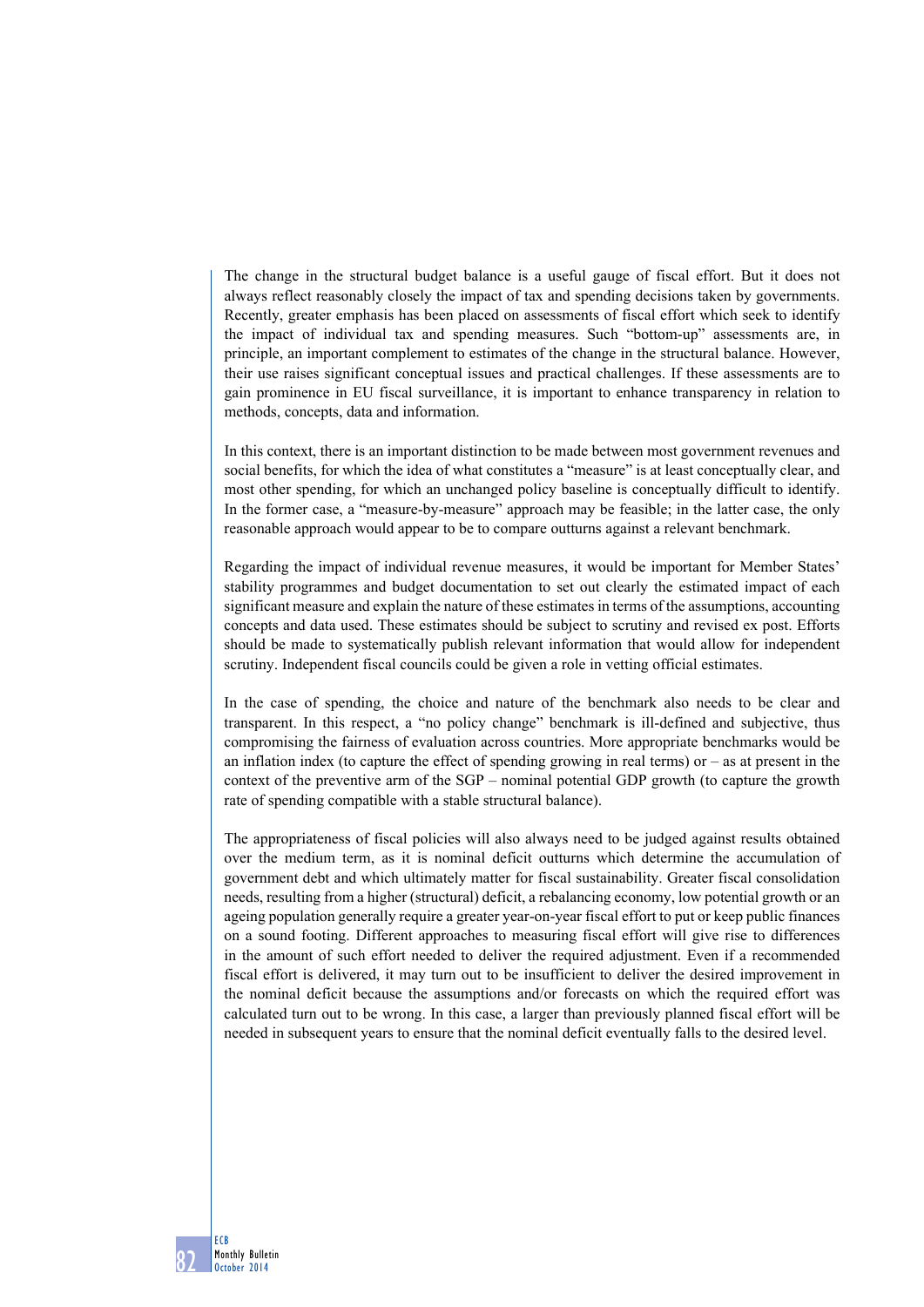The change in the structural budget balance is a useful gauge of fiscal effort. But it does not always reflect reasonably closely the impact of tax and spending decisions taken by governments. Recently, greater emphasis has been placed on assessments of fiscal effort which seek to identify the impact of individual tax and spending measures. Such "bottom-up" assessments are, in principle, an important complement to estimates of the change in the structural balance. However, their use raises significant conceptual issues and practical challenges. If these assessments are to gain prominence in EU fiscal surveillance, it is important to enhance transparency in relation to methods, concepts, data and information.

In this context, there is an important distinction to be made between most government revenues and social benefits, for which the idea of what constitutes a "measure" is at least conceptually clear, and most other spending, for which an unchanged policy baseline is conceptually difficult to identify. In the former case, a "measure-by-measure" approach may be feasible; in the latter case, the only reasonable approach would appear to be to compare outturns against a relevant benchmark.

Regarding the impact of individual revenue measures, it would be important for Member States' stability programmes and budget documentation to set out clearly the estimated impact of each significant measure and explain the nature of these estimates in terms of the assumptions, accounting concepts and data used. These estimates should be subject to scrutiny and revised ex post. Efforts should be made to systematically publish relevant information that would allow for independent scrutiny. Independent fiscal councils could be given a role in vetting official estimates.

In the case of spending, the choice and nature of the benchmark also needs to be clear and transparent. In this respect, a "no policy change" benchmark is ill-defined and subjective, thus compromising the fairness of evaluation across countries. More appropriate benchmarks would be an inflation index (to capture the effect of spending growing in real terms) or – as at present in the context of the preventive arm of the SGP – nominal potential GDP growth (to capture the growth rate of spending compatible with a stable structural balance).

The appropriateness of fiscal policies will also always need to be judged against results obtained over the medium term, as it is nominal deficit outturns which determine the accumulation of government debt and which ultimately matter for fiscal sustainability. Greater fiscal consolidation needs, resulting from a higher (structural) deficit, a rebalancing economy, low potential growth or an ageing population generally require a greater year-on-year fiscal effort to put or keep public finances on a sound footing. Different approaches to measuring fiscal effort will give rise to differences in the amount of such effort needed to deliver the required adjustment. Even if a recommended fiscal effort is delivered, it may turn out to be insufficient to deliver the desired improvement in the nominal deficit because the assumptions and/or forecasts on which the required effort was calculated turn out to be wrong. In this case, a larger than previously planned fiscal effort will be needed in subsequent years to ensure that the nominal deficit eventually falls to the desired level.